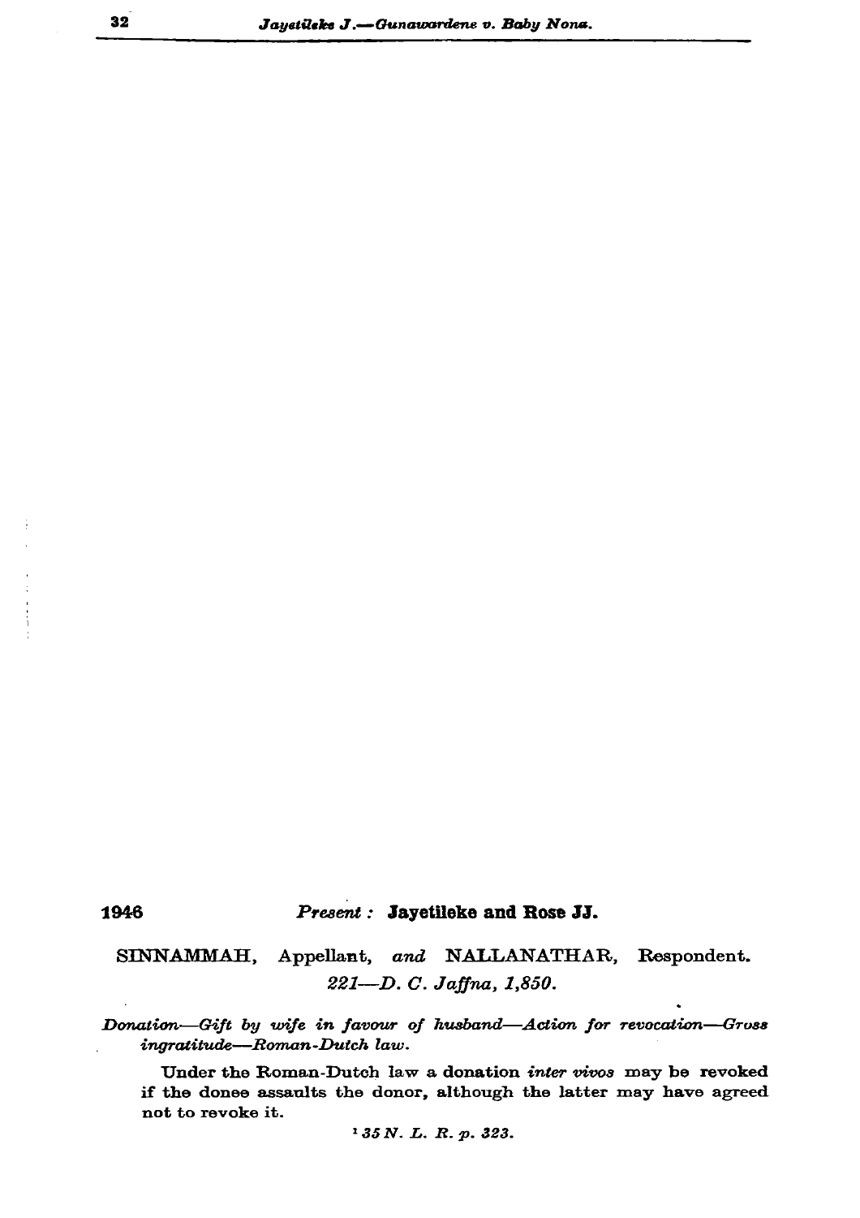1946

*Present :* **Jayetileke and Rose JJ.**

SINNAMMAH, Appellant, *and* NALLANATHAR, Respondent.

*221—D. C. Jaffna, 1,850.*

*Donation—Gift by wife in favour of husband—Action for revocation—Gross ingratitude—Roman-Dutch law.*

Under the Roman-Dutch law a donation *inter vivos* may be revoked if the donee assaults the donor, although the latter may have agreed not to revoke it.

[1] *35 N. L. R. p. 323.*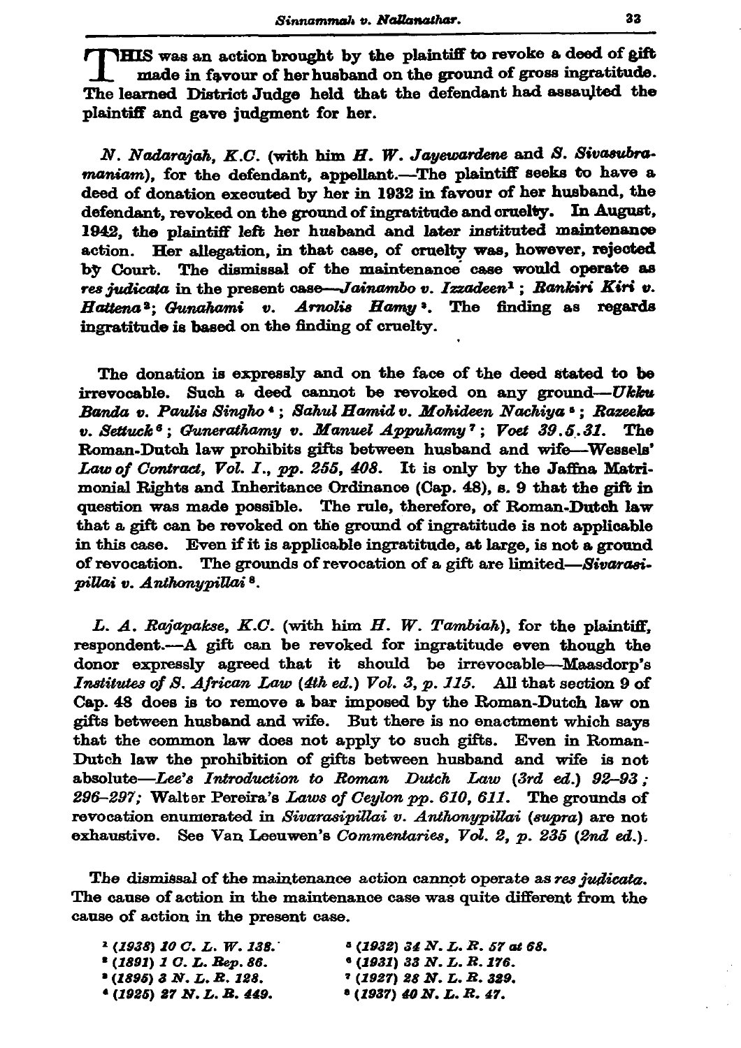THIS was an action brought by the plaintiff to revoke a deed of gift made in favour of her husband on the ground of gross ingratitude. The learned District Judge held that the defendant had assaulted the plaintiff and gave judgment for her.

*N. Nadarajah, K.C.* (with him *H. W. Jayewardene* and *S. Sivasubramaniam*), for the defendant, appellant.—The plaintiff seeks to have a deed of donation executed by her in 1932 in favour of her husband, the defendant, revoked on the ground of ingratitude and cruelty. In August, 1942, the plaintiff left her husband and later instituted maintenance action. Her allegation, in that case, of cruelty was, however, rejected by Court. The dismissal of the maintenance case would operate as *res judicata* in the present case—*Jainambo v. Izzadeen*[1]; *Rankiri Kiri v. Hattena*[2]; *Gunahami v. Arnolis Hamy*[3]. The finding as regards ingratitude is based on the finding of cruelty.

The donation is expressly and on the face of the deed stated to be irrevocable. Such a deed cannot be revoked on any ground—*Ukku Banda v. Paulis Singho*[4]; *Sahul Hamid v. Mohideen Nachiya*[5]; *Razeeka v. Settuck*[6]; *Gunerathamy v. Manuel Appuhamy*[7]; *Voet 39.5.31.* The Roman-Dutch law prohibits gifts between husband and wife—Wessels' *Law of Contract, Vol. I., pp. 255, 408.* It is only by the Jaffna Matrimonial Rights and Inheritance Ordinance (Cap. 48), s. 9 that the gift in question was made possible. The rule, therefore, of Roman-Dutch law that a gift can be revoked on the ground of ingratitude is not applicable in this case. Even if it is applicable ingratitude, at large, is not a ground of revocation. The grounds of revocation of a gift are limited—*Sivarasipillai v. Anthonypillai*[8].

*L. A. Rajapakse, K.C.* (with him *H. W. Tambiah*), for the plaintiff, respondent.—A gift can be revoked for ingratitude even though the donor expressly agreed that it should be irrevocable—Maasdorp's *Institutes of S. African Law (4th ed.) Vol. 3, p. 115.* All that section 9 of Cap. 48 does is to remove a bar imposed by the Roman-Dutch law on gifts between husband and wife. But there is no enactment which says that the common law does not apply to such gifts. Even in Roman-Dutch law the prohibition of gifts between husband and wife is not absolute—*Lee's Introduction to Roman Dutch Law (3rd ed.) 92–93; 296–297;* Walter Pereira's *Laws of Ceylon pp. 610, 611.* The grounds of revocation enumerated in *Sivarasipillai v. Anthonypillai (supra)* are not exhaustive. See Van Leeuwen's *Commentaries, Vol. 2, p. 235 (2nd ed.).*

The dismissal of the maintenance action cannot operate as *res judicata*. The cause of action in the maintenance case was quite different from the cause of action in the present case.

[1] *(1938) 10 C. L. W. 138.*
[2] *(1891) 1 C. L. Rep. 86.*
[3] *(1896) 3 N. L. R. 128.*
[4] *(1925) 27 N. L. R. 449.*
[5] *(1932) 34 N. L. R. 57 at 68.*
[6] *(1931) 33 N. L. R. 176.*
[7] *(1927) 28 N. L. R. 329.*
[8] *(1937) 40 N. L. R. 47.*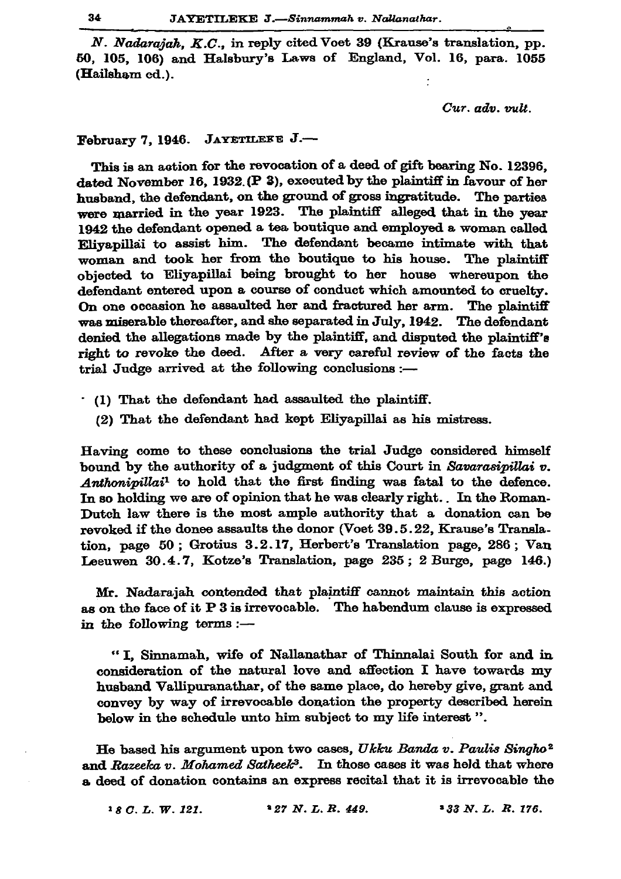*N. Nadarajah, K.C.*, in reply cited Voet 39 (Krause's translation, pp. 50, 105, 106) and Halsbury's Laws of England, Vol. 16, para. 1055 (Hailsham ed.).

*Cur. adv. vult.*

February 7, 1946. JAYETILEKE J.—

This is an action for the revocation of a deed of gift bearing No. 12396, dated November 16, 1932 (P 3), executed by the plaintiff in favour of her husband, the defendant, on the ground of gross ingratitude. The parties were married in the year 1923. The plaintiff alleged that in the year 1942 the defendant opened a tea boutique and employed a woman called Eliyapillai to assist him. The defendant became intimate with that woman and took her from the boutique to his house. The plaintiff objected to Eliyapillai being brought to her house whereupon the defendant entered upon a course of conduct which amounted to cruelty. On one occasion he assaulted her and fractured her arm. The plaintiff was miserable thereafter, and she separated in July, 1942. The defendant denied the allegations made by the plaintiff, and disputed the plaintiff's right to revoke the deed. After a very careful review of the facts the trial Judge arrived at the following conclusions :—

(1) That the defendant had assaulted the plaintiff.

(2) That the defendant had kept Eliyapillai as his mistress.

Having come to these conclusions the trial Judge considered himself bound by the authority of a judgment of this Court in *Savarasipillai v. Anthonipillai*[1] to hold that the first finding was fatal to the defence. In so holding we are of opinion that he was clearly right. In the Roman-Dutch law there is the most ample authority that a donation can be revoked if the donee assaults the donor (Voet 39.5.22, Krause's Translation, page 50 ; Grotius 3.2.17, Herbert's Translation page, 286 ; Van Leeuwen 30.4.7, Kotze's Translation, page 235 ; 2 Burge, page 146.)

Mr. Nadarajah contended that plaintiff cannot maintain this action as on the face of it P 3 is irrevocable. The habendum clause is expressed in the following terms :—

> " I, Sinnamah, wife of Nallanathar of Thinnalai South for and in consideration of the natural love and affection I have towards my husband Vallipuranathar, of the same place, do hereby give, grant and convey by way of irrevocable donation the property described herein below in the schedule unto him subject to my life interest ".

He based his argument upon two cases, *Ukku Banda v. Paulis Singho*[2] and *Razeeka v. Mohamed Satheek*[3]. In those cases it was held that where a deed of donation contains an express recital that it is irrevocable the

[1] *8 C. L. W. 121.* [2] *27 N. L. R. 449.* [3] *33 N. L. R. 176.*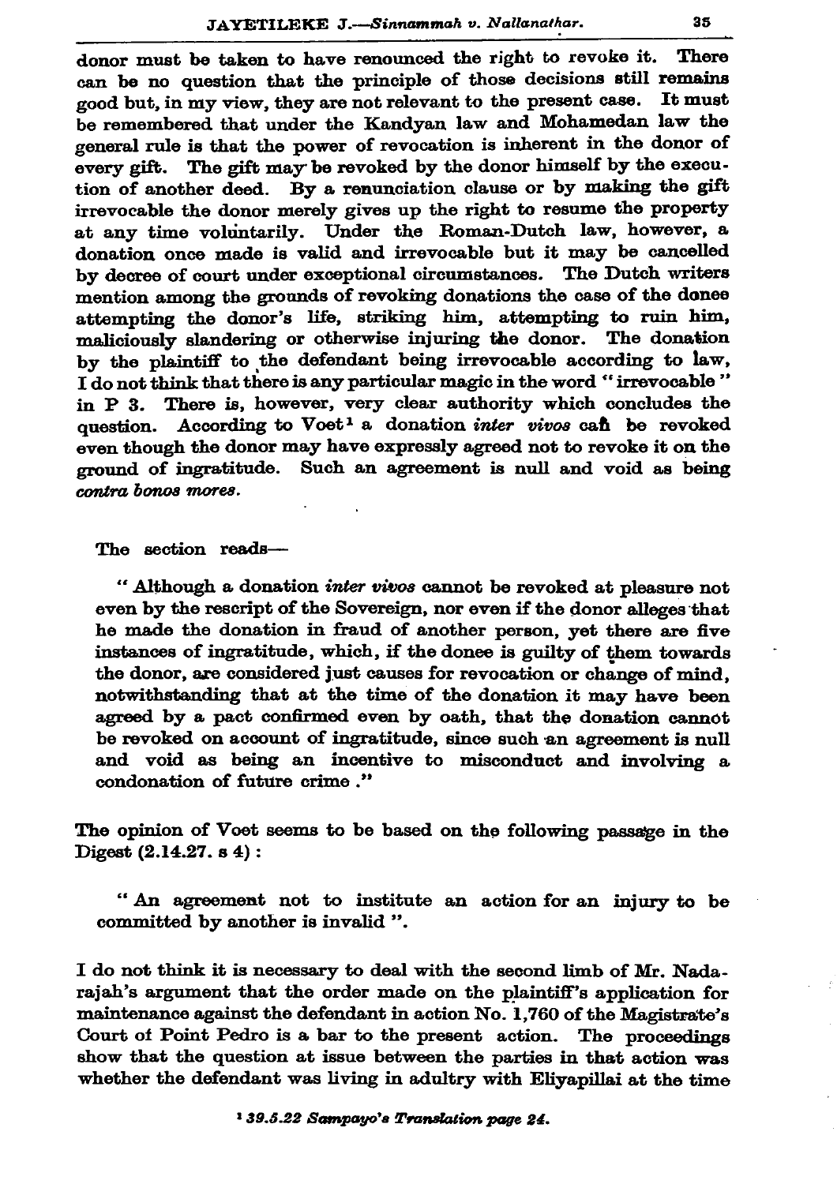donor must be taken to have renounced the right to revoke it. There can be no question that the principle of those decisions still remains good but, in my view, they are not relevant to the present case. It must be remembered that under the Kandyan law and Mohamedan law the general rule is that the power of revocation is inherent in the donor of every gift. The gift may be revoked by the donor himself by the execution of another deed. By a renunciation clause or by making the gift irrevocable the donor merely gives up the right to resume the property at any time voluntarily. Under the Roman-Dutch law, however, a donation once made is valid and irrevocable but it may be cancelled by decree of court under exceptional circumstances. The Dutch writers mention among the grounds of revoking donations the case of the donee attempting the donor's life, striking him, attempting to ruin him, maliciously slandering or otherwise injuring the donor. The donation by the plaintiff to the defendant being irrevocable according to law, I do not think that there is any particular magic in the word " irrevocable " in P 3. There is, however, very clear authority which concludes the question. According to Voet[1] a donation *inter vivos* can be revoked even though the donor may have expressly agreed not to revoke it on the ground of ingratitude. Such an agreement is null and void as being *contra bonos mores*.

The section reads—

> " Although a donation *inter vivos* cannot be revoked at pleasure not even by the rescript of the Sovereign, nor even if the donor alleges that he made the donation in fraud of another person, yet there are five instances of ingratitude, which, if the donee is guilty of them towards the donor, are considered just causes for revocation or change of mind, notwithstanding that at the time of the donation it may have been agreed by a pact confirmed even by oath, that the donation cannot be revoked on account of ingratitude, since such an agreement is null and void as being an incentive to misconduct and involving a condonation of future crime ."

The opinion of Voet seems to be based on the following passage in the Digest (2.14.27. s 4):

> " An agreement not to institute an action for an injury to be committed by another is invalid ".

I do not think it is necessary to deal with the second limb of Mr. Nadarajah's argument that the order made on the plaintiff's application for maintenance against the defendant in action No. 1,760 of the Magistrate's Court of Point Pedro is a bar to the present action. The proceedings show that the question at issue between the parties in that action was whether the defendant was living in adultry with Eliyapillai at the time

[1] *39.5.22 Sampayo's Translation page 24.*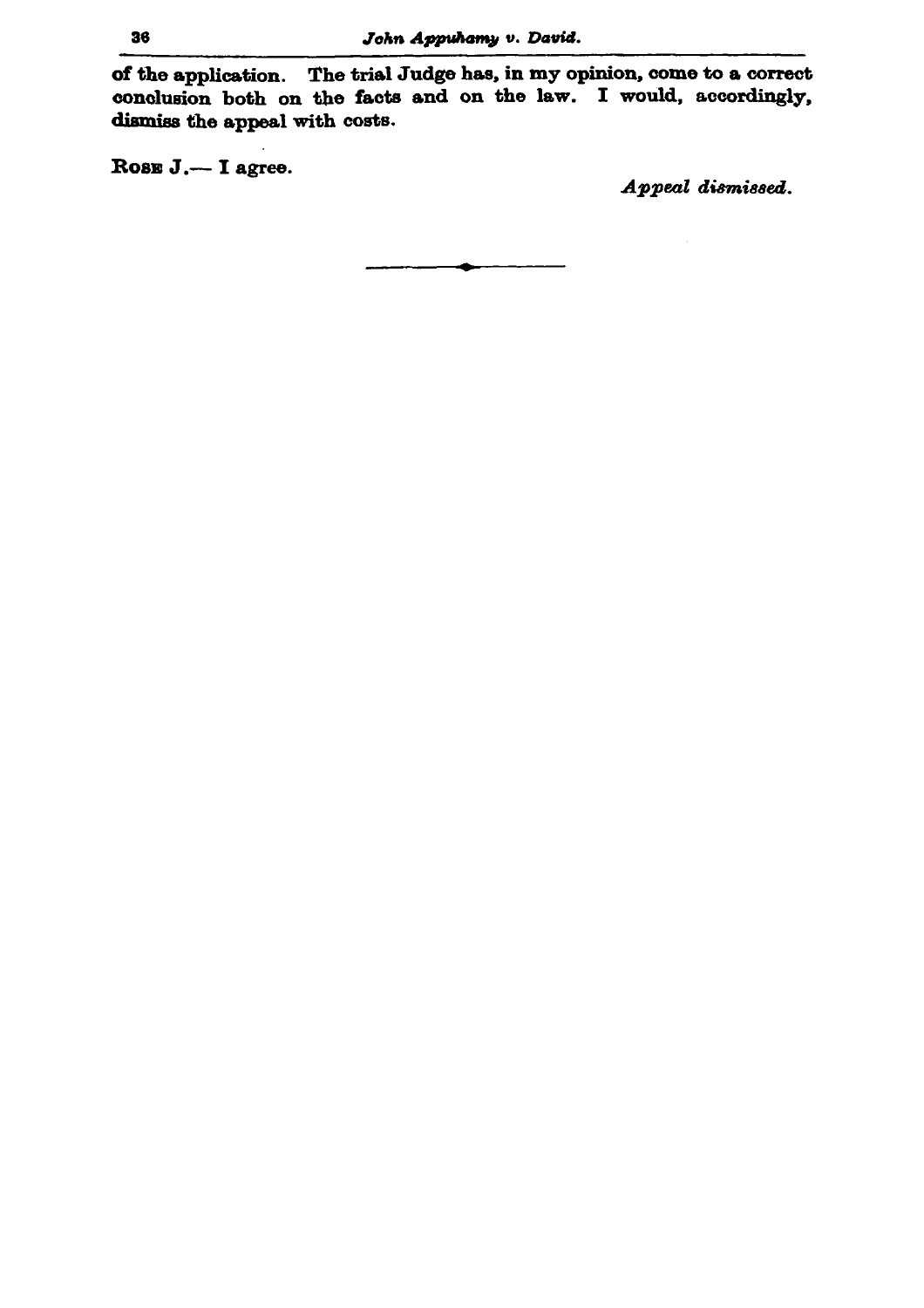of the application. The trial Judge has, in my opinion, come to a correct conclusion both on the facts and on the law. I would, accordingly, dismiss the appeal with costs.

ROSE J.— I agree.

*Appeal dismissed.*